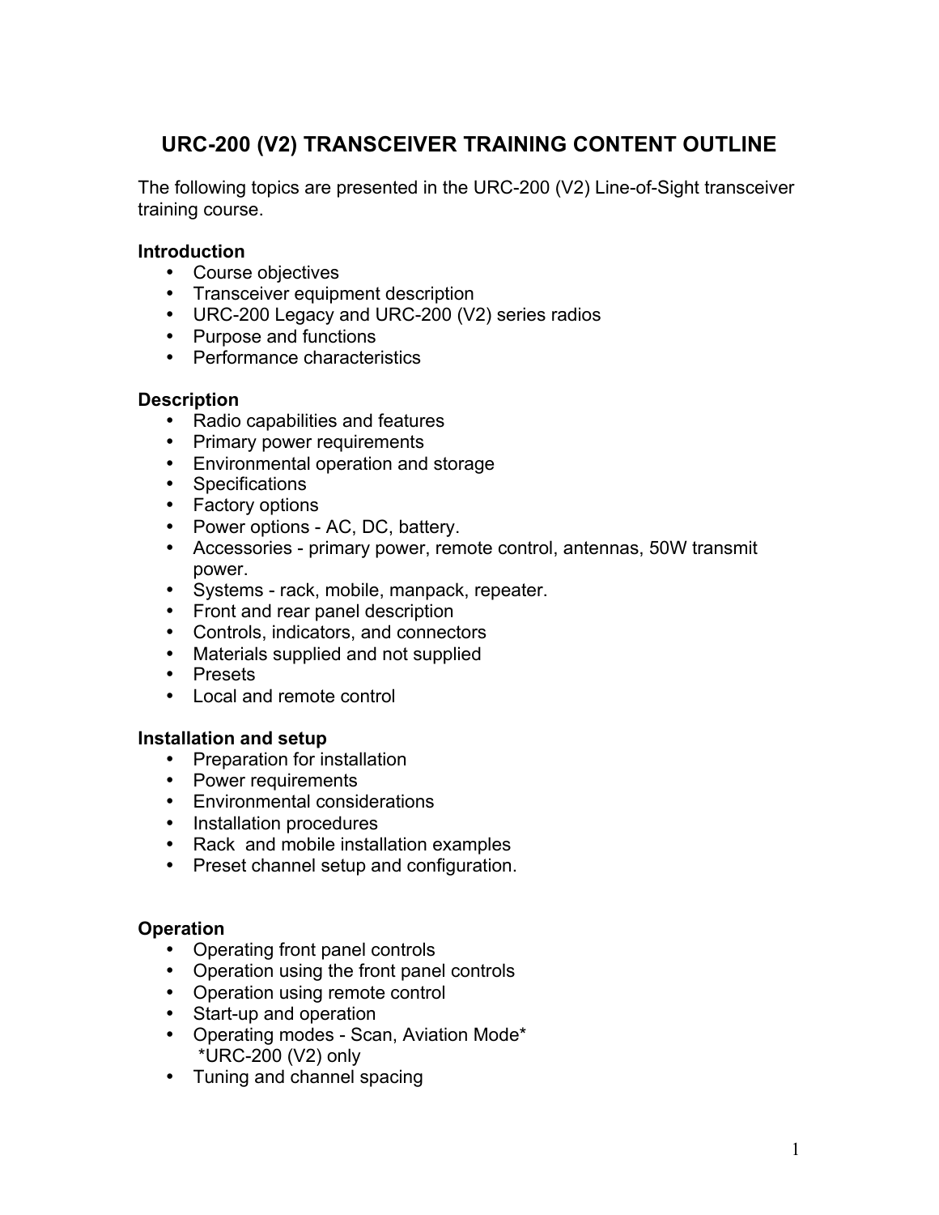# URC-200 (V2) TRANSCEIVER TRAINING CONTENT OUTLINE

The following topics are presented in the URC-200 (V2) Line-of-Sight transceiver training course.

**Introduction**

- Course objectives
- Transceiver equipment description
- URC-200 Legacy and URC-200 (V2) series radios
- Purpose and functions
- Performance characteristics

**Description**

- Radio capabilities and features
- Primary power requirements
- Environmental operation and storage
- Specifications
- Factory options
- Power options - AC, DC, battery.
- Accessories - primary power, remote control, antennas, 50W transmit power.
- Systems - rack, mobile, manpack, repeater.
- Front and rear panel description
- Controls, indicators, and connectors
- Materials supplied and not supplied
- Presets
- Local and remote control

**Installation and setup**

- Preparation for installation
- Power requirements
- Environmental considerations
- Installation procedures
- Rack and mobile installation examples
- Preset channel setup and configuration.

**Operation**

- Operating front panel controls
- Operation using the front panel controls
- Operation using remote control
- Start-up and operation
- Operating modes - Scan, Aviation Mode*  
  *URC-200 (V2) only
- Tuning and channel spacing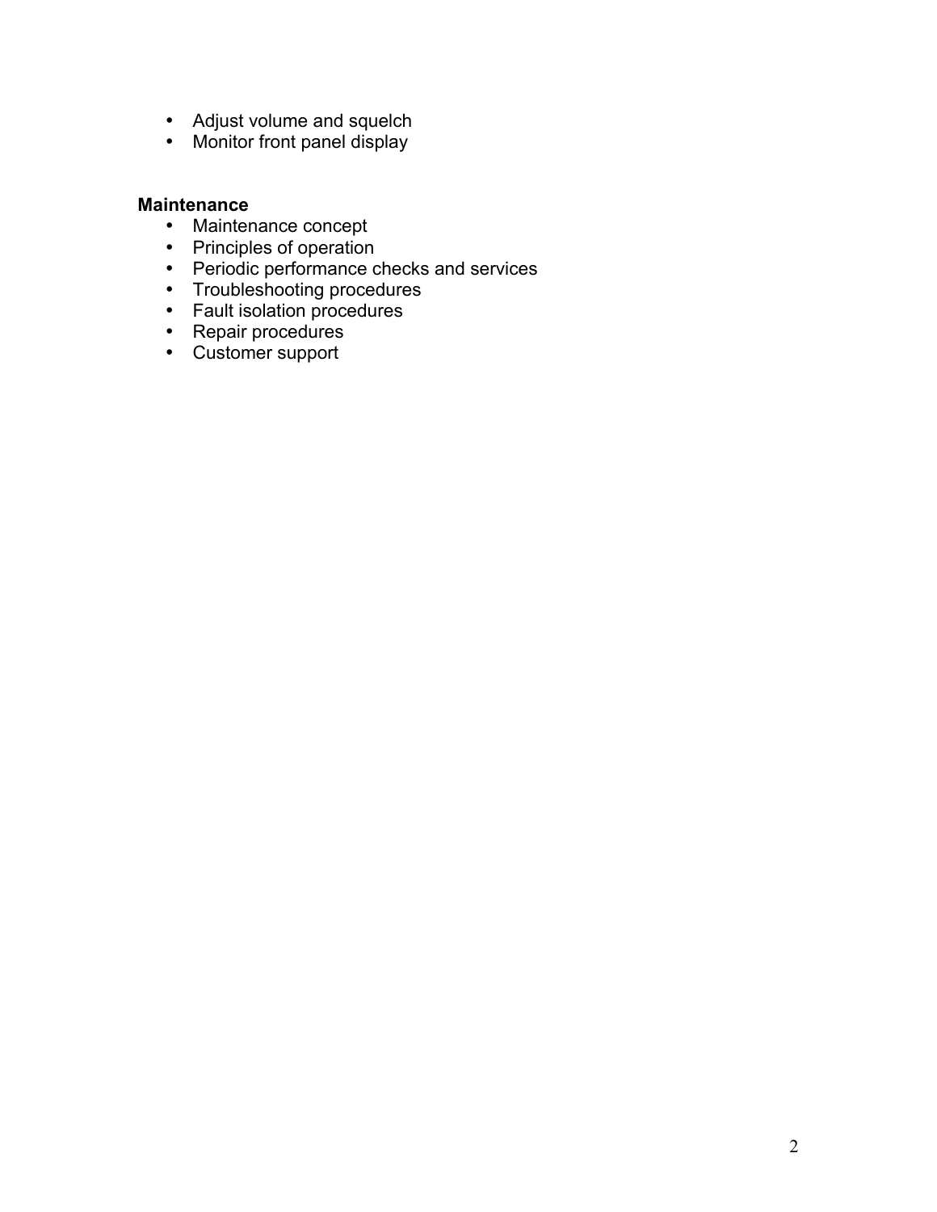- Adjust volume and squelch
- Monitor front panel display

**Maintenance**

- Maintenance concept
- Principles of operation
- Periodic performance checks and services
- Troubleshooting procedures
- Fault isolation procedures
- Repair procedures
- Customer support